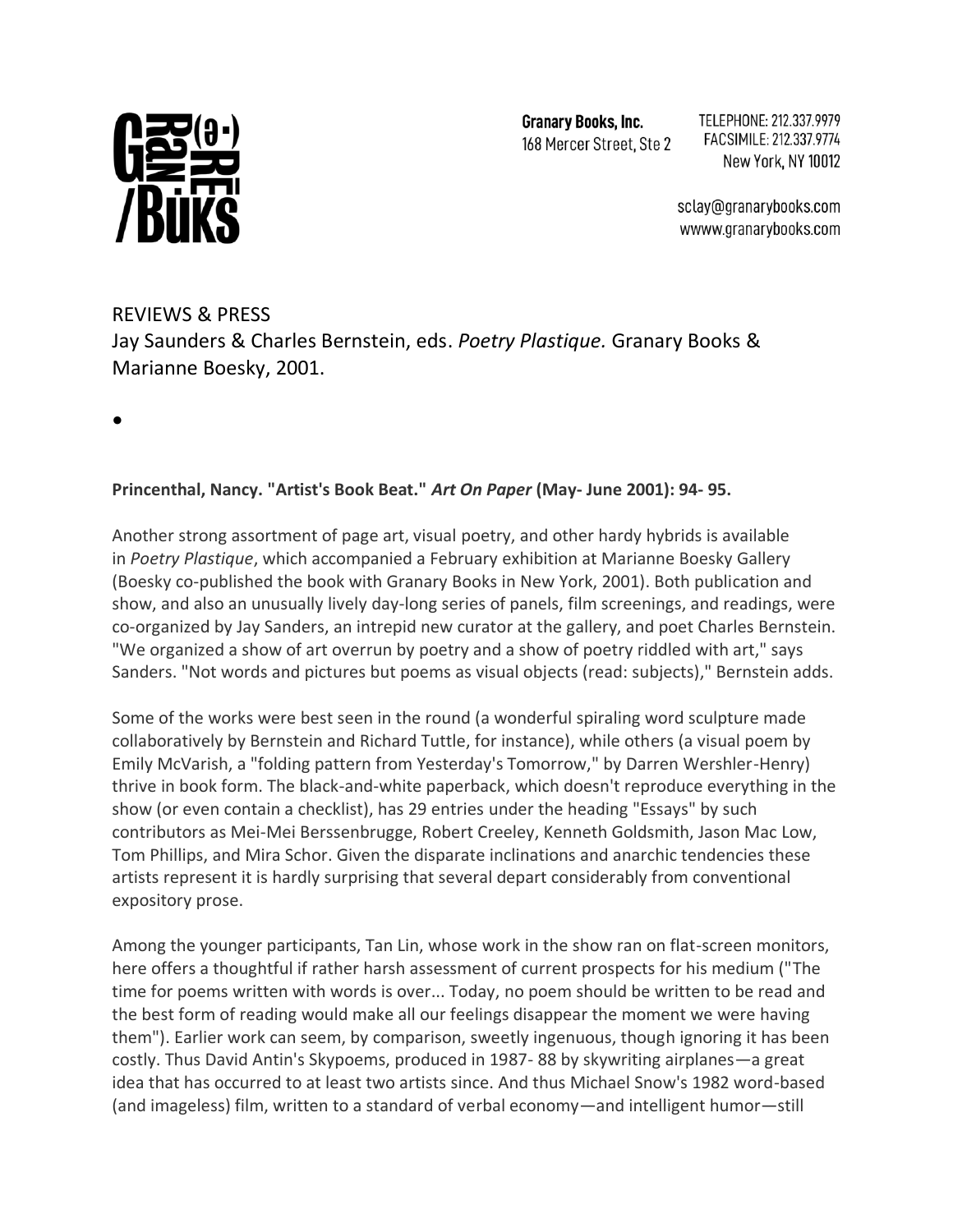Granary Books, Inc.
168 Mercer Street, Ste 2

TELEPHONE: 212.337.9979
FACSIMILE: 212.337.9774
New York, NY 10012

sclay@granarybooks.com
wwww.granarybooks.com

REVIEWS & PRESS
Jay Saunders & Charles Bernstein, eds. *Poetry Plastique.* Granary Books & Marianne Boesky, 2001.

- 

**Princenthal, Nancy. "Artist's Book Beat."** ***Art On Paper*** **(May- June 2001): 94- 95.**

Another strong assortment of page art, visual poetry, and other hardy hybrids is available in *Poetry Plastique*, which accompanied a February exhibition at Marianne Boesky Gallery (Boesky co-published the book with Granary Books in New York, 2001). Both publication and show, and also an unusually lively day-long series of panels, film screenings, and readings, were co-organized by Jay Sanders, an intrepid new curator at the gallery, and poet Charles Bernstein. "We organized a show of art overrun by poetry and a show of poetry riddled with art," says Sanders. "Not words and pictures but poems as visual objects (read: subjects)," Bernstein adds.

Some of the works were best seen in the round (a wonderful spiraling word sculpture made collaboratively by Bernstein and Richard Tuttle, for instance), while others (a visual poem by Emily McVarish, a "folding pattern from Yesterday's Tomorrow," by Darren Wershler-Henry) thrive in book form. The black-and-white paperback, which doesn't reproduce everything in the show (or even contain a checklist), has 29 entries under the heading "Essays" by such contributors as Mei-Mei Berssenbrugge, Robert Creeley, Kenneth Goldsmith, Jason Mac Low, Tom Phillips, and Mira Schor. Given the disparate inclinations and anarchic tendencies these artists represent it is hardly surprising that several depart considerably from conventional expository prose.

Among the younger participants, Tan Lin, whose work in the show ran on flat-screen monitors, here offers a thoughtful if rather harsh assessment of current prospects for his medium ("The time for poems written with words is over... Today, no poem should be written to be read and the best form of reading would make all our feelings disappear the moment we were having them"). Earlier work can seem, by comparison, sweetly ingenuous, though ignoring it has been costly. Thus David Antin's Skypoems, produced in 1987- 88 by skywriting airplanes—a great idea that has occurred to at least two artists since. And thus Michael Snow's 1982 word-based (and imageless) film, written to a standard of verbal economy—and intelligent humor—still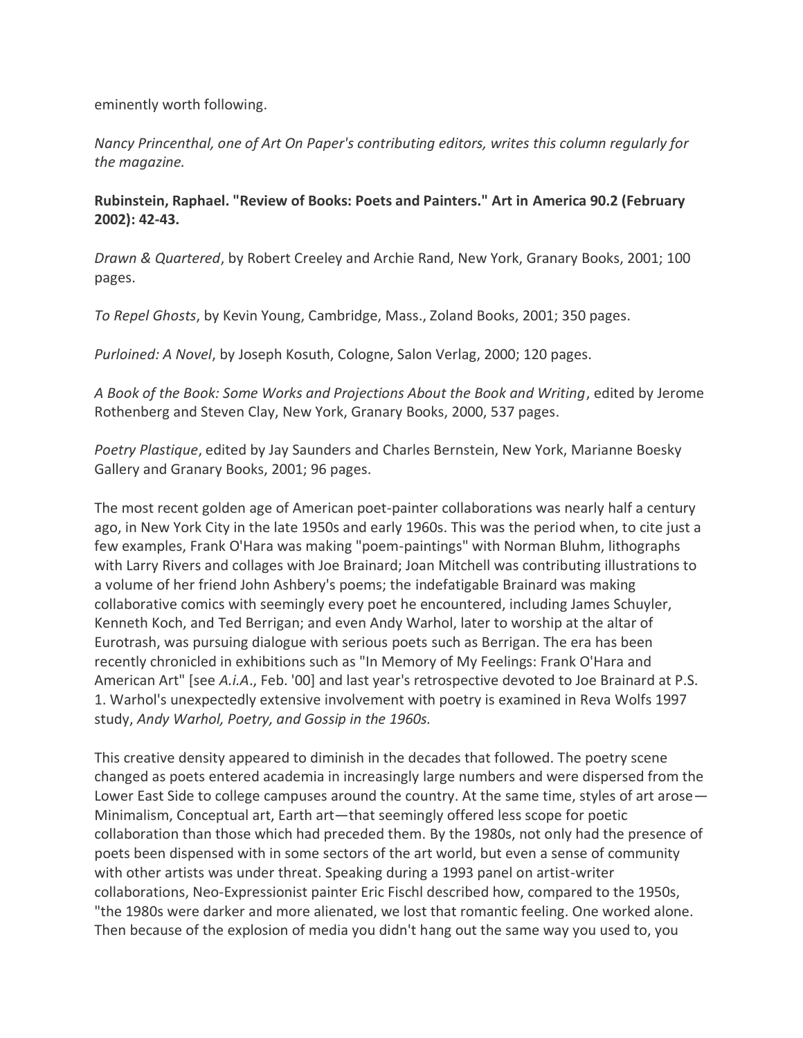eminently worth following.

*Nancy Princenthal, one of Art On Paper's contributing editors, writes this column regularly for the magazine.*

**Rubinstein, Raphael. "Review of Books: Poets and Painters." Art in America 90.2 (February 2002): 42-43.**

*Drawn & Quartered*, by Robert Creeley and Archie Rand, New York, Granary Books, 2001; 100 pages.

*To Repel Ghosts*, by Kevin Young, Cambridge, Mass., Zoland Books, 2001; 350 pages.

*Purloined: A Novel*, by Joseph Kosuth, Cologne, Salon Verlag, 2000; 120 pages.

*A Book of the Book: Some Works and Projections About the Book and Writing*, edited by Jerome Rothenberg and Steven Clay, New York, Granary Books, 2000, 537 pages.

*Poetry Plastique*, edited by Jay Saunders and Charles Bernstein, New York, Marianne Boesky Gallery and Granary Books, 2001; 96 pages.

The most recent golden age of American poet-painter collaborations was nearly half a century ago, in New York City in the late 1950s and early 1960s. This was the period when, to cite just a few examples, Frank O'Hara was making "poem-paintings" with Norman Bluhm, lithographs with Larry Rivers and collages with Joe Brainard; Joan Mitchell was contributing illustrations to a volume of her friend John Ashbery's poems; the indefatigable Brainard was making collaborative comics with seemingly every poet he encountered, including James Schuyler, Kenneth Koch, and Ted Berrigan; and even Andy Warhol, later to worship at the altar of Eurotrash, was pursuing dialogue with serious poets such as Berrigan. The era has been recently chronicled in exhibitions such as "In Memory of My Feelings: Frank O'Hara and American Art" [see *A.i.A*., Feb. '00] and last year's retrospective devoted to Joe Brainard at P.S. 1. Warhol's unexpectedly extensive involvement with poetry is examined in Reva Wolfs 1997 study, *Andy Warhol, Poetry, and Gossip in the 1960s.*

This creative density appeared to diminish in the decades that followed. The poetry scene changed as poets entered academia in increasingly large numbers and were dispersed from the Lower East Side to college campuses around the country. At the same time, styles of art arose—Minimalism, Conceptual art, Earth art—that seemingly offered less scope for poetic collaboration than those which had preceded them. By the 1980s, not only had the presence of poets been dispensed with in some sectors of the art world, but even a sense of community with other artists was under threat. Speaking during a 1993 panel on artist-writer collaborations, Neo-Expressionist painter Eric Fischl described how, compared to the 1950s, "the 1980s were darker and more alienated, we lost that romantic feeling. One worked alone. Then because of the explosion of media you didn't hang out the same way you used to, you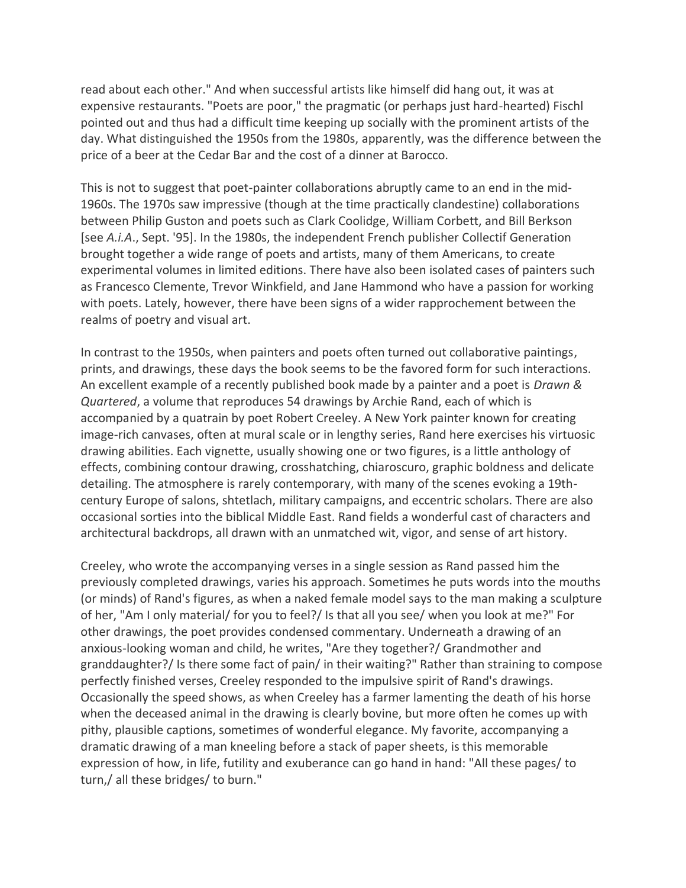read about each other." And when successful artists like himself did hang out, it was at expensive restaurants. "Poets are poor," the pragmatic (or perhaps just hard-hearted) Fischl pointed out and thus had a difficult time keeping up socially with the prominent artists of the day. What distinguished the 1950s from the 1980s, apparently, was the difference between the price of a beer at the Cedar Bar and the cost of a dinner at Barocco.

This is not to suggest that poet-painter collaborations abruptly came to an end in the mid-1960s. The 1970s saw impressive (though at the time practically clandestine) collaborations between Philip Guston and poets such as Clark Coolidge, William Corbett, and Bill Berkson [see *A.i.A.*, Sept. '95]. In the 1980s, the independent French publisher Collectif Generation brought together a wide range of poets and artists, many of them Americans, to create experimental volumes in limited editions. There have also been isolated cases of painters such as Francesco Clemente, Trevor Winkfield, and Jane Hammond who have a passion for working with poets. Lately, however, there have been signs of a wider rapprochement between the realms of poetry and visual art.

In contrast to the 1950s, when painters and poets often turned out collaborative paintings, prints, and drawings, these days the book seems to be the favored form for such interactions. An excellent example of a recently published book made by a painter and a poet is *Drawn & Quartered*, a volume that reproduces 54 drawings by Archie Rand, each of which is accompanied by a quatrain by poet Robert Creeley. A New York painter known for creating image-rich canvases, often at mural scale or in lengthy series, Rand here exercises his virtuosic drawing abilities. Each vignette, usually showing one or two figures, is a little anthology of effects, combining contour drawing, crosshatching, chiaroscuro, graphic boldness and delicate detailing. The atmosphere is rarely contemporary, with many of the scenes evoking a 19th-century Europe of salons, shtetlach, military campaigns, and eccentric scholars. There are also occasional sorties into the biblical Middle East. Rand fields a wonderful cast of characters and architectural backdrops, all drawn with an unmatched wit, vigor, and sense of art history.

Creeley, who wrote the accompanying verses in a single session as Rand passed him the previously completed drawings, varies his approach. Sometimes he puts words into the mouths (or minds) of Rand's figures, as when a naked female model says to the man making a sculpture of her, "Am I only material/ for you to feel?/ Is that all you see/ when you look at me?" For other drawings, the poet provides condensed commentary. Underneath a drawing of an anxious-looking woman and child, he writes, "Are they together?/ Grandmother and granddaughter?/ Is there some fact of pain/ in their waiting?" Rather than straining to compose perfectly finished verses, Creeley responded to the impulsive spirit of Rand's drawings. Occasionally the speed shows, as when Creeley has a farmer lamenting the death of his horse when the deceased animal in the drawing is clearly bovine, but more often he comes up with pithy, plausible captions, sometimes of wonderful elegance. My favorite, accompanying a dramatic drawing of a man kneeling before a stack of paper sheets, is this memorable expression of how, in life, futility and exuberance can go hand in hand: "All these pages/ to turn,/ all these bridges/ to burn."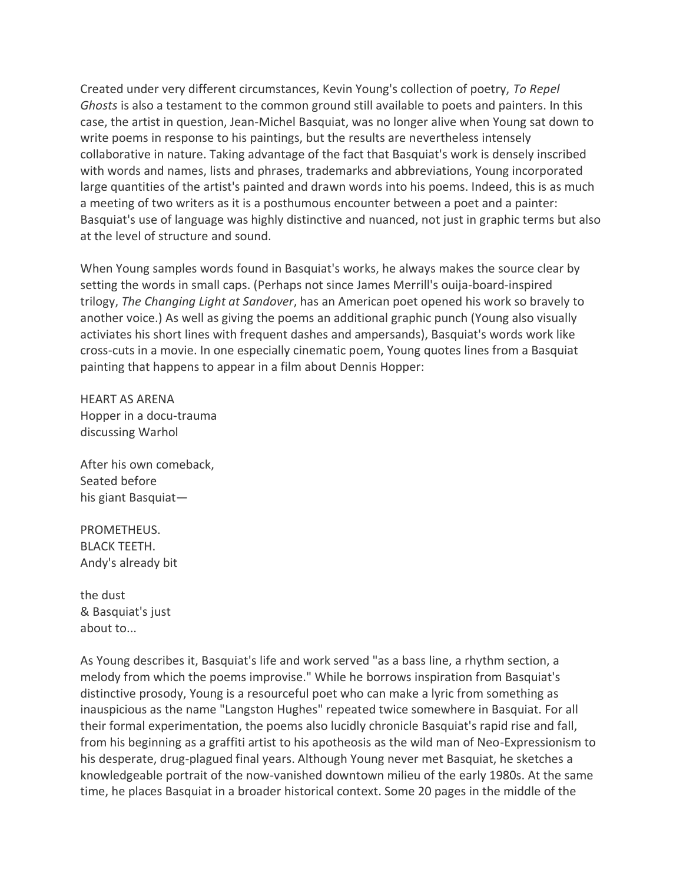Created under very different circumstances, Kevin Young's collection of poetry, *To Repel Ghosts* is also a testament to the common ground still available to poets and painters. In this case, the artist in question, Jean-Michel Basquiat, was no longer alive when Young sat down to write poems in response to his paintings, but the results are nevertheless intensely collaborative in nature. Taking advantage of the fact that Basquiat's work is densely inscribed with words and names, lists and phrases, trademarks and abbreviations, Young incorporated large quantities of the artist's painted and drawn words into his poems. Indeed, this is as much a meeting of two writers as it is a posthumous encounter between a poet and a painter: Basquiat's use of language was highly distinctive and nuanced, not just in graphic terms but also at the level of structure and sound.

When Young samples words found in Basquiat's works, he always makes the source clear by setting the words in small caps. (Perhaps not since James Merrill's ouija-board-inspired trilogy, *The Changing Light at Sandover*, has an American poet opened his work so bravely to another voice.) As well as giving the poems an additional graphic punch (Young also visually activiates his short lines with frequent dashes and ampersands), Basquiat's words work like cross-cuts in a movie. In one especially cinematic poem, Young quotes lines from a Basquiat painting that happens to appear in a film about Dennis Hopper:

HEART AS ARENA
Hopper in a docu-trauma
discussing Warhol

After his own comeback,
Seated before
his giant Basquiat—

PROMETHEUS.
BLACK TEETH.
Andy's already bit

the dust
& Basquiat's just
about to...

As Young describes it, Basquiat's life and work served "as a bass line, a rhythm section, a melody from which the poems improvise." While he borrows inspiration from Basquiat's distinctive prosody, Young is a resourceful poet who can make a lyric from something as inauspicious as the name "Langston Hughes" repeated twice somewhere in Basquiat. For all their formal experimentation, the poems also lucidly chronicle Basquiat's rapid rise and fall, from his beginning as a graffiti artist to his apotheosis as the wild man of Neo-Expressionism to his desperate, drug-plagued final years. Although Young never met Basquiat, he sketches a knowledgeable portrait of the now-vanished downtown milieu of the early 1980s. At the same time, he places Basquiat in a broader historical context. Some 20 pages in the middle of the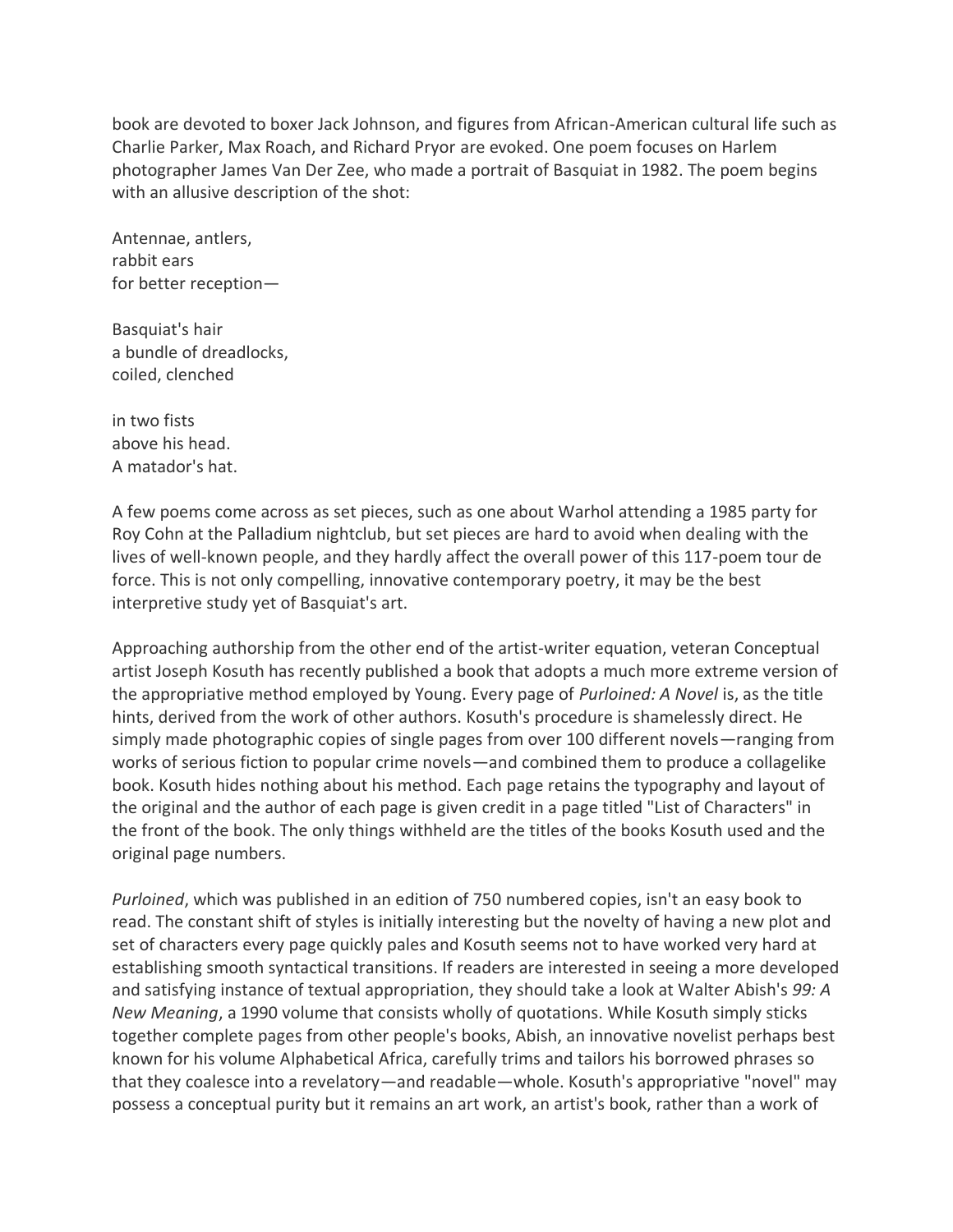book are devoted to boxer Jack Johnson, and figures from African-American cultural life such as Charlie Parker, Max Roach, and Richard Pryor are evoked. One poem focuses on Harlem photographer James Van Der Zee, who made a portrait of Basquiat in 1982. The poem begins with an allusive description of the shot:

Antennae, antlers,  
rabbit ears  
for better reception—

Basquiat's hair  
a bundle of dreadlocks,  
coiled, clenched

in two fists  
above his head.  
A matador's hat.

A few poems come across as set pieces, such as one about Warhol attending a 1985 party for Roy Cohn at the Palladium nightclub, but set pieces are hard to avoid when dealing with the lives of well-known people, and they hardly affect the overall power of this 117-poem tour de force. This is not only compelling, innovative contemporary poetry, it may be the best interpretive study yet of Basquiat's art.

Approaching authorship from the other end of the artist-writer equation, veteran Conceptual artist Joseph Kosuth has recently published a book that adopts a much more extreme version of the appropriative method employed by Young. Every page of *Purloined: A Novel* is, as the title hints, derived from the work of other authors. Kosuth's procedure is shamelessly direct. He simply made photographic copies of single pages from over 100 different novels—ranging from works of serious fiction to popular crime novels—and combined them to produce a collagelike book. Kosuth hides nothing about his method. Each page retains the typography and layout of the original and the author of each page is given credit in a page titled "List of Characters" in the front of the book. The only things withheld are the titles of the books Kosuth used and the original page numbers.

*Purloined*, which was published in an edition of 750 numbered copies, isn't an easy book to read. The constant shift of styles is initially interesting but the novelty of having a new plot and set of characters every page quickly pales and Kosuth seems not to have worked very hard at establishing smooth syntactical transitions. If readers are interested in seeing a more developed and satisfying instance of textual appropriation, they should take a look at Walter Abish's *99: A New Meaning*, a 1990 volume that consists wholly of quotations. While Kosuth simply sticks together complete pages from other people's books, Abish, an innovative novelist perhaps best known for his volume Alphabetical Africa, carefully trims and tailors his borrowed phrases so that they coalesce into a revelatory—and readable—whole. Kosuth's appropriative "novel" may possess a conceptual purity but it remains an art work, an artist's book, rather than a work of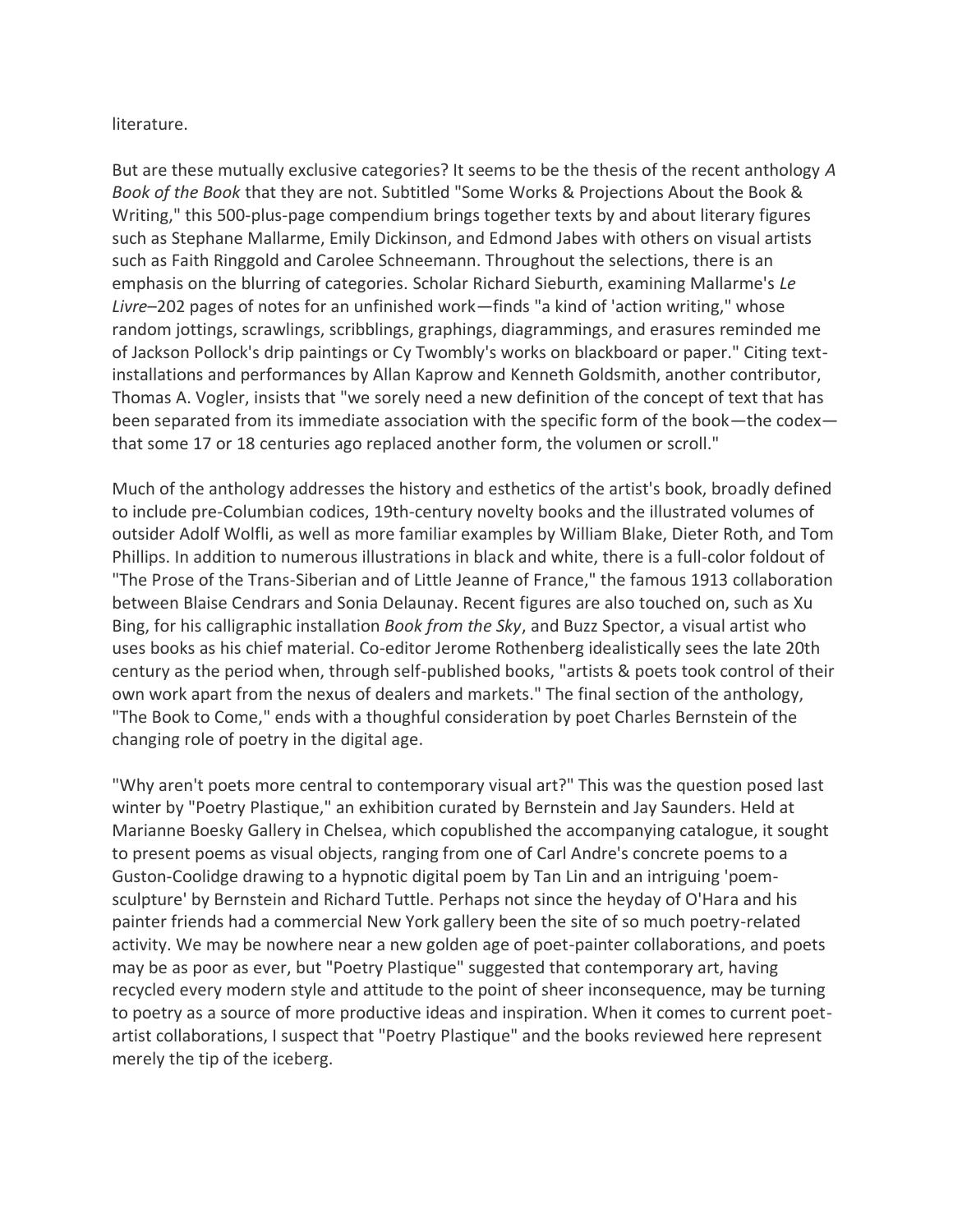literature.

But are these mutually exclusive categories? It seems to be the thesis of the recent anthology *A Book of the Book* that they are not. Subtitled "Some Works & Projections About the Book & Writing," this 500-plus-page compendium brings together texts by and about literary figures such as Stephane Mallarme, Emily Dickinson, and Edmond Jabes with others on visual artists such as Faith Ringgold and Carolee Schneemann. Throughout the selections, there is an emphasis on the blurring of categories. Scholar Richard Sieburth, examining Mallarme's *Le Livre*–202 pages of notes for an unfinished work—finds "a kind of 'action writing,' whose random jottings, scrawlings, scribblings, graphings, diagrammings, and erasures reminded me of Jackson Pollock's drip paintings or Cy Twombly's works on blackboard or paper." Citing text-installations and performances by Allan Kaprow and Kenneth Goldsmith, another contributor, Thomas A. Vogler, insists that "we sorely need a new definition of the concept of text that has been separated from its immediate association with the specific form of the book—the codex—that some 17 or 18 centuries ago replaced another form, the volumen or scroll."

Much of the anthology addresses the history and esthetics of the artist's book, broadly defined to include pre-Columbian codices, 19th-century novelty books and the illustrated volumes of outsider Adolf Wolfli, as well as more familiar examples by William Blake, Dieter Roth, and Tom Phillips. In addition to numerous illustrations in black and white, there is a full-color foldout of "The Prose of the Trans-Siberian and of Little Jeanne of France," the famous 1913 collaboration between Blaise Cendrars and Sonia Delaunay. Recent figures are also touched on, such as Xu Bing, for his calligraphic installation *Book from the Sky*, and Buzz Spector, a visual artist who uses books as his chief material. Co-editor Jerome Rothenberg idealistically sees the late 20th century as the period when, through self-published books, "artists & poets took control of their own work apart from the nexus of dealers and markets." The final section of the anthology, "The Book to Come," ends with a thoughtful consideration by poet Charles Bernstein of the changing role of poetry in the digital age.

"Why aren't poets more central to contemporary visual art?" This was the question posed last winter by "Poetry Plastique," an exhibition curated by Bernstein and Jay Saunders. Held at Marianne Boesky Gallery in Chelsea, which copublished the accompanying catalogue, it sought to present poems as visual objects, ranging from one of Carl Andre's concrete poems to a Guston-Coolidge drawing to a hypnotic digital poem by Tan Lin and an intriguing 'poem-sculpture' by Bernstein and Richard Tuttle. Perhaps not since the heyday of O'Hara and his painter friends had a commercial New York gallery been the site of so much poetry-related activity. We may be nowhere near a new golden age of poet-painter collaborations, and poets may be as poor as ever, but "Poetry Plastique" suggested that contemporary art, having recycled every modern style and attitude to the point of sheer inconsequence, may be turning to poetry as a source of more productive ideas and inspiration. When it comes to current poet-artist collaborations, I suspect that "Poetry Plastique" and the books reviewed here represent merely the tip of the iceberg.